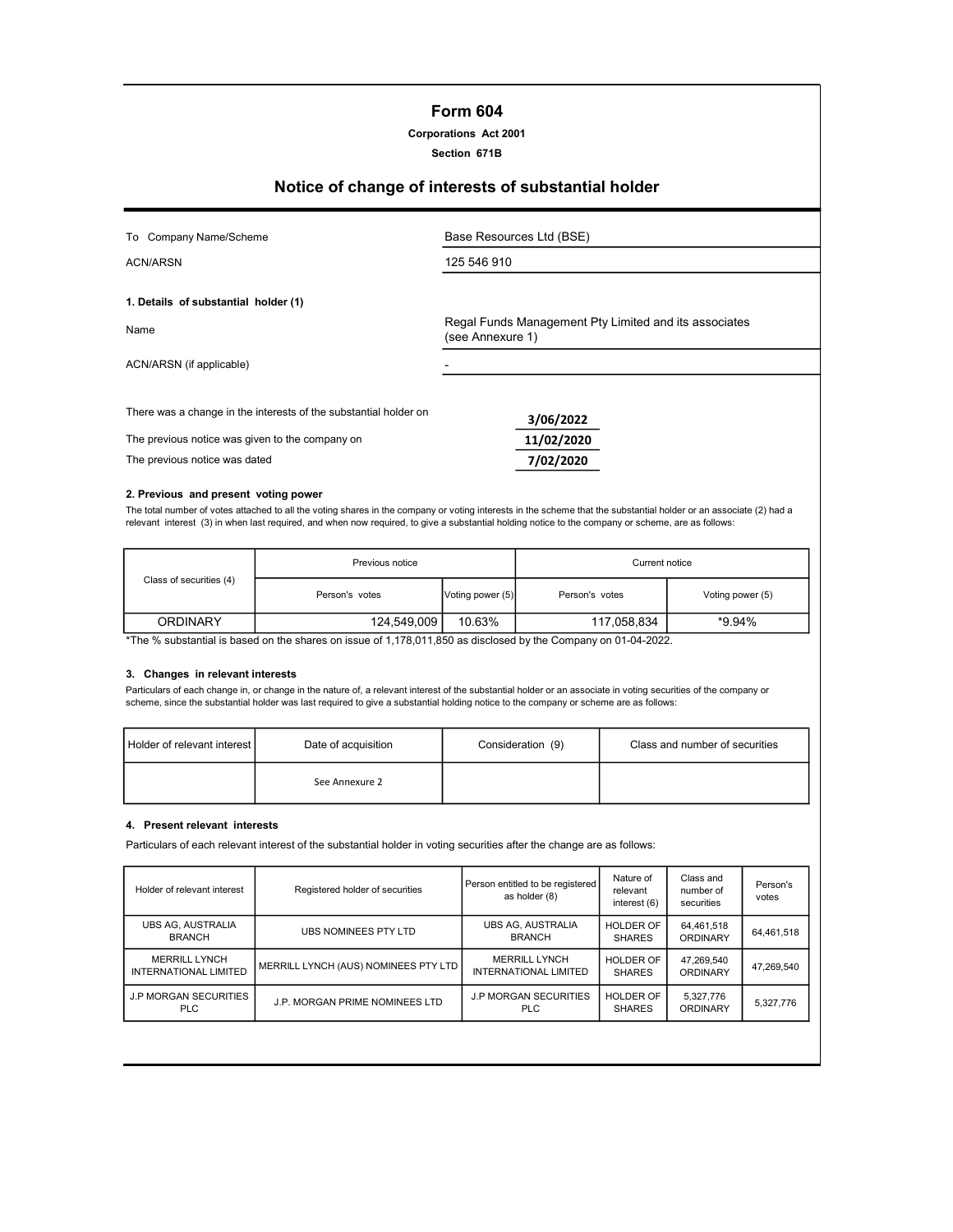# Form 604

**Corporations Act 2001**

**Section 671B**

## Notice of change of interests of substantial holder

| | |
|---|---|
| To Company Name/Scheme | Base Resources Ltd (BSE) |
| ACN/ARSN | 125 546 910 |

**1. Details of substantial holder (1)**

| | |
|---|---|
| Name | Regal Funds Management Pty Limited and its associates (see Annexure 1) |
| ACN/ARSN (if applicable) | - |

| | |
|---|---|
| There was a change in the interests of the substantial holder on | **3/06/2022** |
| The previous notice was given to the company on | **11/02/2020** |
| The previous notice was dated | **7/02/2020** |

**2. Previous and present voting power**

The total number of votes attached to all the voting shares in the company or voting interests in the scheme that the substantial holder or an associate (2) had a relevant interest (3) in when last required, and when now required, to give a substantial holding notice to the company or scheme, are as follows:

| Class of securities (4) | Previous notice | | Current notice | |
|---|---|---|---|---|
| | Person's votes | Voting power (5) | Person's votes | Voting power (5) |
| ORDINARY | 124,549,009 | 10.63% | 117,058,834 | *9.94% |

*The % substantial is based on the shares on issue of 1,178,011,850 as disclosed by the Company on 01-04-2022.

**3. Changes in relevant interests**

Particulars of each change in, or change in the nature of, a relevant interest of the substantial holder or an associate in voting securities of the company or scheme, since the substantial holder was last required to give a substantial holding notice to the company or scheme are as follows:

| Holder of relevant interest | Date of acquisition | Consideration (9) | Class and number of securities |
|---|---|---|---|
| | See Annexure 2 | | |

**4. Present relevant interests**

Particulars of each relevant interest of the substantial holder in voting securities after the change are as follows:

| Holder of relevant interest | Registered holder of securities | Person entitled to be registered as holder (8) | Nature of relevant interest (6) | Class and number of securities | Person's votes |
|---|---|---|---|---|---|
| UBS AG, AUSTRALIA BRANCH | UBS NOMINEES PTY LTD | UBS AG, AUSTRALIA BRANCH | HOLDER OF SHARES | 64,461,518 ORDINARY | 64,461,518 |
| MERRILL LYNCH INTERNATIONAL LIMITED | MERRILL LYNCH (AUS) NOMINEES PTY LTD | MERRILL LYNCH INTERNATIONAL LIMITED | HOLDER OF SHARES | 47,269,540 ORDINARY | 47,269,540 |
| J.P MORGAN SECURITIES PLC | J.P. MORGAN PRIME NOMINEES LTD | J.P MORGAN SECURITIES PLC | HOLDER OF SHARES | 5,327,776 ORDINARY | 5,327,776 |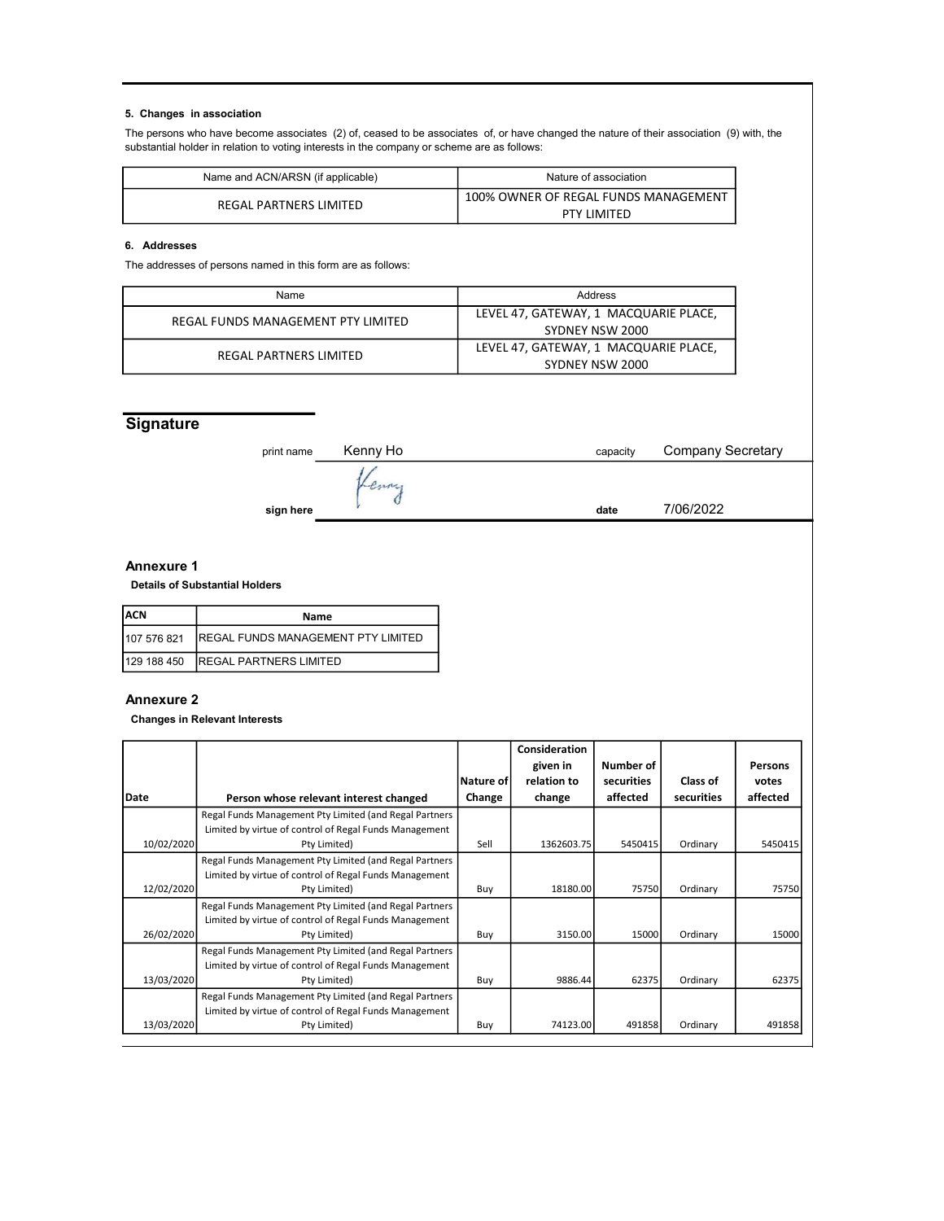### 5. Changes in association

The persons who have become associates (2) of, ceased to be associates of, or have changed the nature of their association (9) with, the substantial holder in relation to voting interests in the company or scheme are as follows:

| Name and ACN/ARSN (if applicable) | Nature of association |
|---|---|
| REGAL PARTNERS LIMITED | 100% OWNER OF REGAL FUNDS MANAGEMENT PTY LIMITED |

### 6. Addresses

The addresses of persons named in this form are as follows:

| Name | Address |
|---|---|
| REGAL FUNDS MANAGEMENT PTY LIMITED | LEVEL 47, GATEWAY, 1 MACQUARIE PLACE, SYDNEY NSW 2000 |
| REGAL PARTNERS LIMITED | LEVEL 47, GATEWAY, 1 MACQUARIE PLACE, SYDNEY NSW 2000 |

## Signature

print name Kenny Ho

capacity Company Secretary

sign here Kenny

date 7/06/2022

## Annexure 1

**Details of Substantial Holders**

| ACN | Name |
|---|---|
| 107 576 821 | REGAL FUNDS MANAGEMENT PTY LIMITED |
| 129 188 450 | REGAL PARTNERS LIMITED |

## Annexure 2

**Changes in Relevant Interests**

| Date | Person whose relevant interest changed | Nature of Change | Consideration given in relation to change | Number of securities affected | Class of securities | Persons votes affected |
|---|---|---|---|---|---|---|
| 10/02/2020 | Regal Funds Management Pty Limited (and Regal Partners Limited by virtue of control of Regal Funds Management Pty Limited) | Sell | 1362603.75 | 5450415 | Ordinary | 5450415 |
| 12/02/2020 | Regal Funds Management Pty Limited (and Regal Partners Limited by virtue of control of Regal Funds Management Pty Limited) | Buy | 18180.00 | 75750 | Ordinary | 75750 |
| 26/02/2020 | Regal Funds Management Pty Limited (and Regal Partners Limited by virtue of control of Regal Funds Management Pty Limited) | Buy | 3150.00 | 15000 | Ordinary | 15000 |
| 13/03/2020 | Regal Funds Management Pty Limited (and Regal Partners Limited by virtue of control of Regal Funds Management Pty Limited) | Buy | 9886.44 | 62375 | Ordinary | 62375 |
| 13/03/2020 | Regal Funds Management Pty Limited (and Regal Partners Limited by virtue of control of Regal Funds Management Pty Limited) | Buy | 74123.00 | 491858 | Ordinary | 491858 |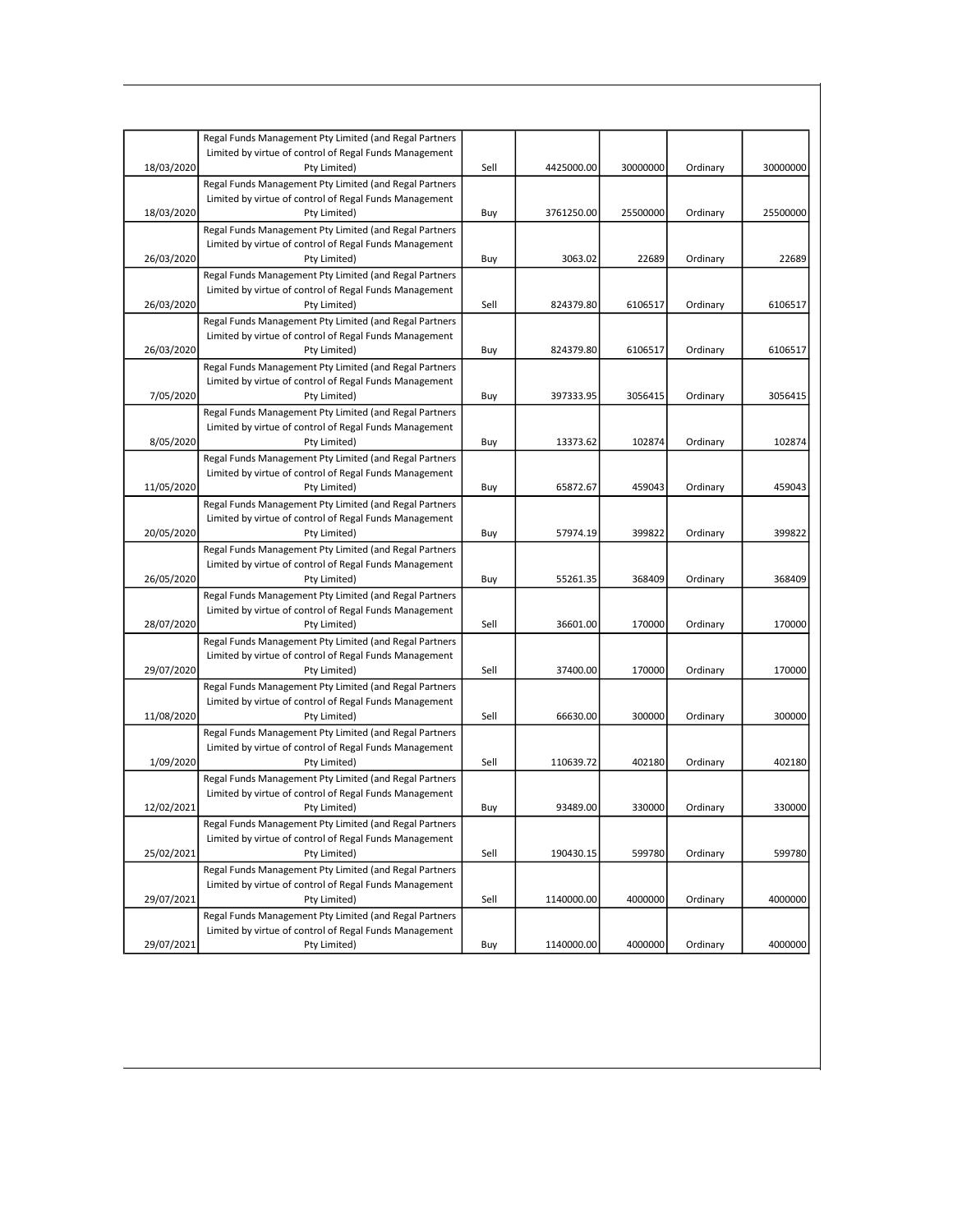| | | | | | | |
|---|---|---|---|---|---|---|
| 18/03/2020 | Regal Funds Management Pty Limited (and Regal Partners Limited by virtue of control of Regal Funds Management Pty Limited) | Sell | 4425000.00 | 30000000 | Ordinary | 30000000 |
| 18/03/2020 | Regal Funds Management Pty Limited (and Regal Partners Limited by virtue of control of Regal Funds Management Pty Limited) | Buy | 3761250.00 | 25500000 | Ordinary | 25500000 |
| 26/03/2020 | Regal Funds Management Pty Limited (and Regal Partners Limited by virtue of control of Regal Funds Management Pty Limited) | Buy | 3063.02 | 22689 | Ordinary | 22689 |
| 26/03/2020 | Regal Funds Management Pty Limited (and Regal Partners Limited by virtue of control of Regal Funds Management Pty Limited) | Sell | 824379.80 | 6106517 | Ordinary | 6106517 |
| 26/03/2020 | Regal Funds Management Pty Limited (and Regal Partners Limited by virtue of control of Regal Funds Management Pty Limited) | Buy | 824379.80 | 6106517 | Ordinary | 6106517 |
| 7/05/2020 | Regal Funds Management Pty Limited (and Regal Partners Limited by virtue of control of Regal Funds Management Pty Limited) | Buy | 397333.95 | 3056415 | Ordinary | 3056415 |
| 8/05/2020 | Regal Funds Management Pty Limited (and Regal Partners Limited by virtue of control of Regal Funds Management Pty Limited) | Buy | 13373.62 | 102874 | Ordinary | 102874 |
| 11/05/2020 | Regal Funds Management Pty Limited (and Regal Partners Limited by virtue of control of Regal Funds Management Pty Limited) | Buy | 65872.67 | 459043 | Ordinary | 459043 |
| 20/05/2020 | Regal Funds Management Pty Limited (and Regal Partners Limited by virtue of control of Regal Funds Management Pty Limited) | Buy | 57974.19 | 399822 | Ordinary | 399822 |
| 26/05/2020 | Regal Funds Management Pty Limited (and Regal Partners Limited by virtue of control of Regal Funds Management Pty Limited) | Buy | 55261.35 | 368409 | Ordinary | 368409 |
| 28/07/2020 | Regal Funds Management Pty Limited (and Regal Partners Limited by virtue of control of Regal Funds Management Pty Limited) | Sell | 36601.00 | 170000 | Ordinary | 170000 |
| 29/07/2020 | Regal Funds Management Pty Limited (and Regal Partners Limited by virtue of control of Regal Funds Management Pty Limited) | Sell | 37400.00 | 170000 | Ordinary | 170000 |
| 11/08/2020 | Regal Funds Management Pty Limited (and Regal Partners Limited by virtue of control of Regal Funds Management Pty Limited) | Sell | 66630.00 | 300000 | Ordinary | 300000 |
| 1/09/2020 | Regal Funds Management Pty Limited (and Regal Partners Limited by virtue of control of Regal Funds Management Pty Limited) | Sell | 110639.72 | 402180 | Ordinary | 402180 |
| 12/02/2021 | Regal Funds Management Pty Limited (and Regal Partners Limited by virtue of control of Regal Funds Management Pty Limited) | Buy | 93489.00 | 330000 | Ordinary | 330000 |
| 25/02/2021 | Regal Funds Management Pty Limited (and Regal Partners Limited by virtue of control of Regal Funds Management Pty Limited) | Sell | 190430.15 | 599780 | Ordinary | 599780 |
| 29/07/2021 | Regal Funds Management Pty Limited (and Regal Partners Limited by virtue of control of Regal Funds Management Pty Limited) | Sell | 1140000.00 | 4000000 | Ordinary | 4000000 |
| 29/07/2021 | Regal Funds Management Pty Limited (and Regal Partners Limited by virtue of control of Regal Funds Management Pty Limited) | Buy | 1140000.00 | 4000000 | Ordinary | 4000000 |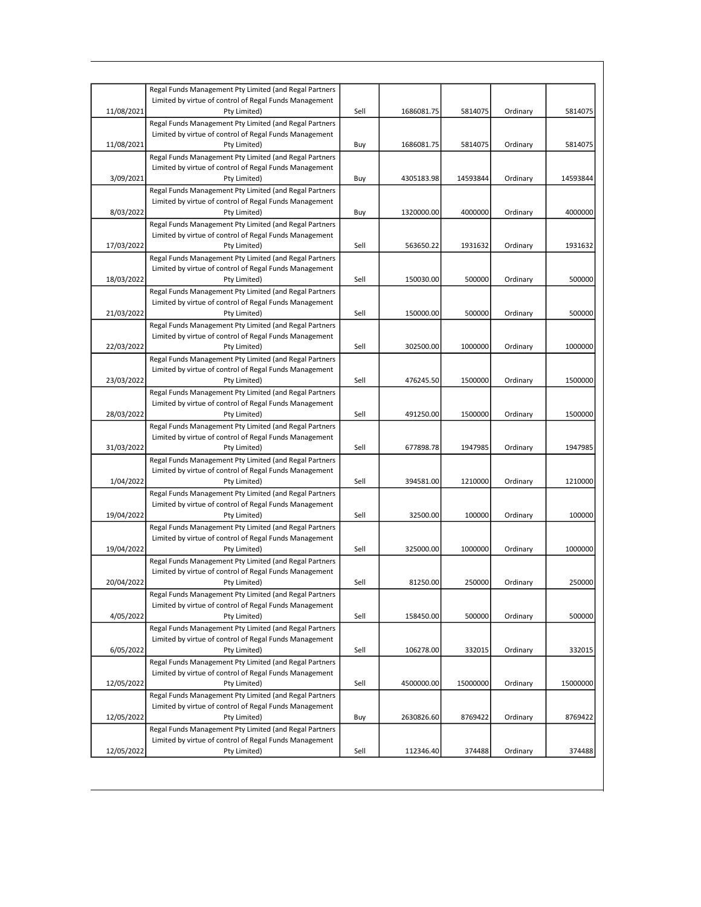| | | | | | | |
|---|---|---|---|---|---|---|
| 11/08/2021 | Regal Funds Management Pty Limited (and Regal Partners Limited by virtue of control of Regal Funds Management Pty Limited) | Sell | 1686081.75 | 5814075 | Ordinary | 5814075 |
| 11/08/2021 | Regal Funds Management Pty Limited (and Regal Partners Limited by virtue of control of Regal Funds Management Pty Limited) | Buy | 1686081.75 | 5814075 | Ordinary | 5814075 |
| 3/09/2021 | Regal Funds Management Pty Limited (and Regal Partners Limited by virtue of control of Regal Funds Management Pty Limited) | Buy | 4305183.98 | 14593844 | Ordinary | 14593844 |
| 8/03/2022 | Regal Funds Management Pty Limited (and Regal Partners Limited by virtue of control of Regal Funds Management Pty Limited) | Buy | 1320000.00 | 4000000 | Ordinary | 4000000 |
| 17/03/2022 | Regal Funds Management Pty Limited (and Regal Partners Limited by virtue of control of Regal Funds Management Pty Limited) | Sell | 563650.22 | 1931632 | Ordinary | 1931632 |
| 18/03/2022 | Regal Funds Management Pty Limited (and Regal Partners Limited by virtue of control of Regal Funds Management Pty Limited) | Sell | 150030.00 | 500000 | Ordinary | 500000 |
| 21/03/2022 | Regal Funds Management Pty Limited (and Regal Partners Limited by virtue of control of Regal Funds Management Pty Limited) | Sell | 150000.00 | 500000 | Ordinary | 500000 |
| 22/03/2022 | Regal Funds Management Pty Limited (and Regal Partners Limited by virtue of control of Regal Funds Management Pty Limited) | Sell | 302500.00 | 1000000 | Ordinary | 1000000 |
| 23/03/2022 | Regal Funds Management Pty Limited (and Regal Partners Limited by virtue of control of Regal Funds Management Pty Limited) | Sell | 476245.50 | 1500000 | Ordinary | 1500000 |
| 28/03/2022 | Regal Funds Management Pty Limited (and Regal Partners Limited by virtue of control of Regal Funds Management Pty Limited) | Sell | 491250.00 | 1500000 | Ordinary | 1500000 |
| 31/03/2022 | Regal Funds Management Pty Limited (and Regal Partners Limited by virtue of control of Regal Funds Management Pty Limited) | Sell | 677898.78 | 1947985 | Ordinary | 1947985 |
| 1/04/2022 | Regal Funds Management Pty Limited (and Regal Partners Limited by virtue of control of Regal Funds Management Pty Limited) | Sell | 394581.00 | 1210000 | Ordinary | 1210000 |
| 19/04/2022 | Regal Funds Management Pty Limited (and Regal Partners Limited by virtue of control of Regal Funds Management Pty Limited) | Sell | 32500.00 | 100000 | Ordinary | 100000 |
| 19/04/2022 | Regal Funds Management Pty Limited (and Regal Partners Limited by virtue of control of Regal Funds Management Pty Limited) | Sell | 325000.00 | 1000000 | Ordinary | 1000000 |
| 20/04/2022 | Regal Funds Management Pty Limited (and Regal Partners Limited by virtue of control of Regal Funds Management Pty Limited) | Sell | 81250.00 | 250000 | Ordinary | 250000 |
| 4/05/2022 | Regal Funds Management Pty Limited (and Regal Partners Limited by virtue of control of Regal Funds Management Pty Limited) | Sell | 158450.00 | 500000 | Ordinary | 500000 |
| 6/05/2022 | Regal Funds Management Pty Limited (and Regal Partners Limited by virtue of control of Regal Funds Management Pty Limited) | Sell | 106278.00 | 332015 | Ordinary | 332015 |
| 12/05/2022 | Regal Funds Management Pty Limited (and Regal Partners Limited by virtue of control of Regal Funds Management Pty Limited) | Sell | 4500000.00 | 15000000 | Ordinary | 15000000 |
| 12/05/2022 | Regal Funds Management Pty Limited (and Regal Partners Limited by virtue of control of Regal Funds Management Pty Limited) | Buy | 2630826.60 | 8769422 | Ordinary | 8769422 |
| 12/05/2022 | Regal Funds Management Pty Limited (and Regal Partners Limited by virtue of control of Regal Funds Management Pty Limited) | Sell | 112346.40 | 374488 | Ordinary | 374488 |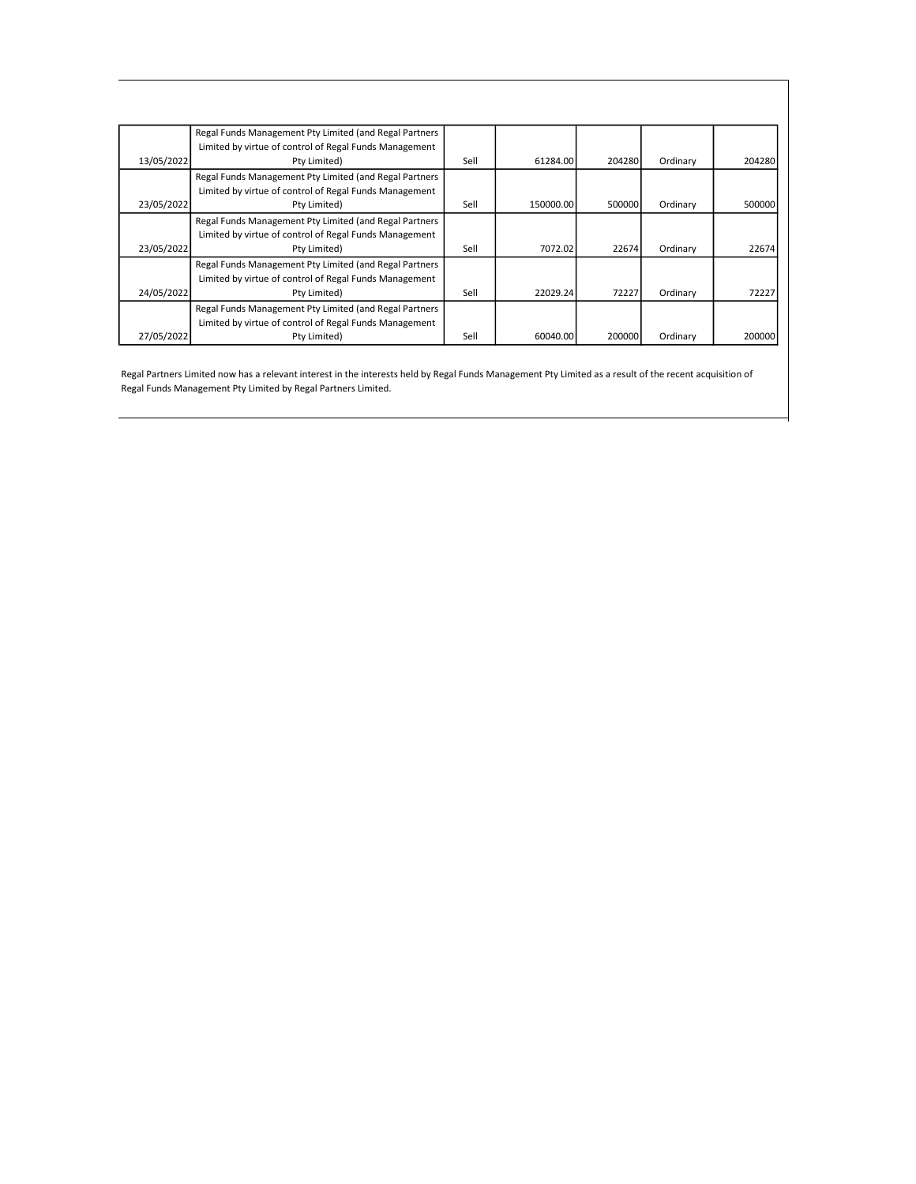| | | | | | | |
|---|---|---|---|---|---|---|
| 13/05/2022 | Regal Funds Management Pty Limited (and Regal Partners Limited by virtue of control of Regal Funds Management Pty Limited) | Sell | 61284.00 | 204280 | Ordinary | 204280 |
| 23/05/2022 | Regal Funds Management Pty Limited (and Regal Partners Limited by virtue of control of Regal Funds Management Pty Limited) | Sell | 150000.00 | 500000 | Ordinary | 500000 |
| 23/05/2022 | Regal Funds Management Pty Limited (and Regal Partners Limited by virtue of control of Regal Funds Management Pty Limited) | Sell | 7072.02 | 22674 | Ordinary | 22674 |
| 24/05/2022 | Regal Funds Management Pty Limited (and Regal Partners Limited by virtue of control of Regal Funds Management Pty Limited) | Sell | 22029.24 | 72227 | Ordinary | 72227 |
| 27/05/2022 | Regal Funds Management Pty Limited (and Regal Partners Limited by virtue of control of Regal Funds Management Pty Limited) | Sell | 60040.00 | 200000 | Ordinary | 200000 |

Regal Partners Limited now has a relevant interest in the interests held by Regal Funds Management Pty Limited as a result of the recent acquisition of Regal Funds Management Pty Limited by Regal Partners Limited.